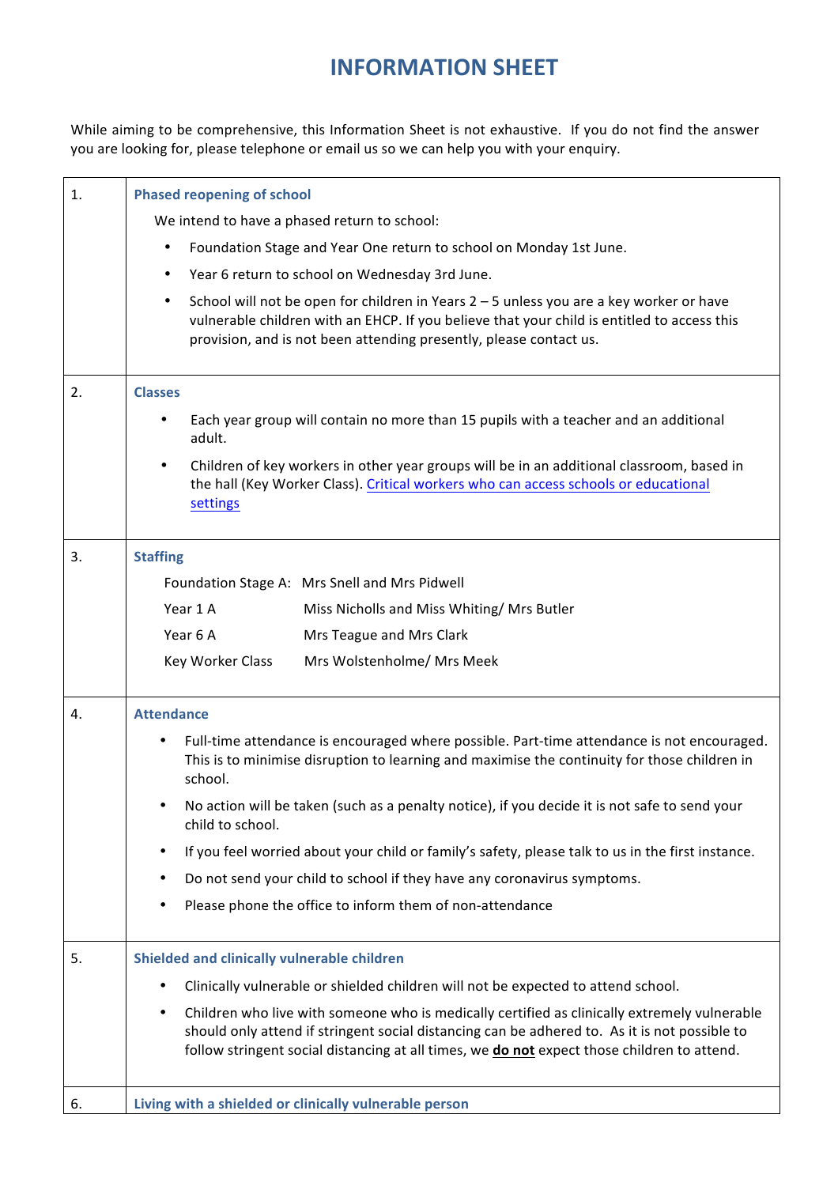# INFORMATION SHEET

While aiming to be comprehensive, this Information Sheet is not exhaustive. If you do not find the answer you are looking for, please telephone or email us so we can help you with your enquiry.

| | |
|---|---|
| 1. | **Phased reopening of school**<br><br>We intend to have a phased return to school:<br>• Foundation Stage and Year One return to school on Monday 1st June.<br>• Year 6 return to school on Wednesday 3rd June.<br>• School will not be open for children in Years 2 – 5 unless you are a key worker or have vulnerable children with an EHCP. If you believe that your child is entitled to access this provision, and is not been attending presently, please contact us. |
| 2. | **Classes**<br><br>• Each year group will contain no more than 15 pupils with a teacher and an additional adult.<br>• Children of key workers in other year groups will be in an additional classroom, based in the hall (Key Worker Class). [Critical workers who can access schools or educational settings]() |
| 3. | **Staffing**<br><br>Foundation Stage A: Mrs Snell and Mrs Pidwell<br>Year 1 A: Miss Nicholls and Miss Whiting/ Mrs Butler<br>Year 6 A: Mrs Teague and Mrs Clark<br>Key Worker Class: Mrs Wolstenholme/ Mrs Meek |
| 4. | **Attendance**<br><br>• Full-time attendance is encouraged where possible. Part-time attendance is not encouraged. This is to minimise disruption to learning and maximise the continuity for those children in school.<br>• No action will be taken (such as a penalty notice), if you decide it is not safe to send your child to school.<br>• If you feel worried about your child or family's safety, please talk to us in the first instance.<br>• Do not send your child to school if they have any coronavirus symptoms.<br>• Please phone the office to inform them of non-attendance |
| 5. | **Shielded and clinically vulnerable children**<br><br>• Clinically vulnerable or shielded children will not be expected to attend school.<br>• Children who live with someone who is medically certified as clinically extremely vulnerable should only attend if stringent social distancing can be adhered to. As it is not possible to follow stringent social distancing at all times, we **do not** expect those children to attend. |
| 6. | **Living with a shielded or clinically vulnerable person** |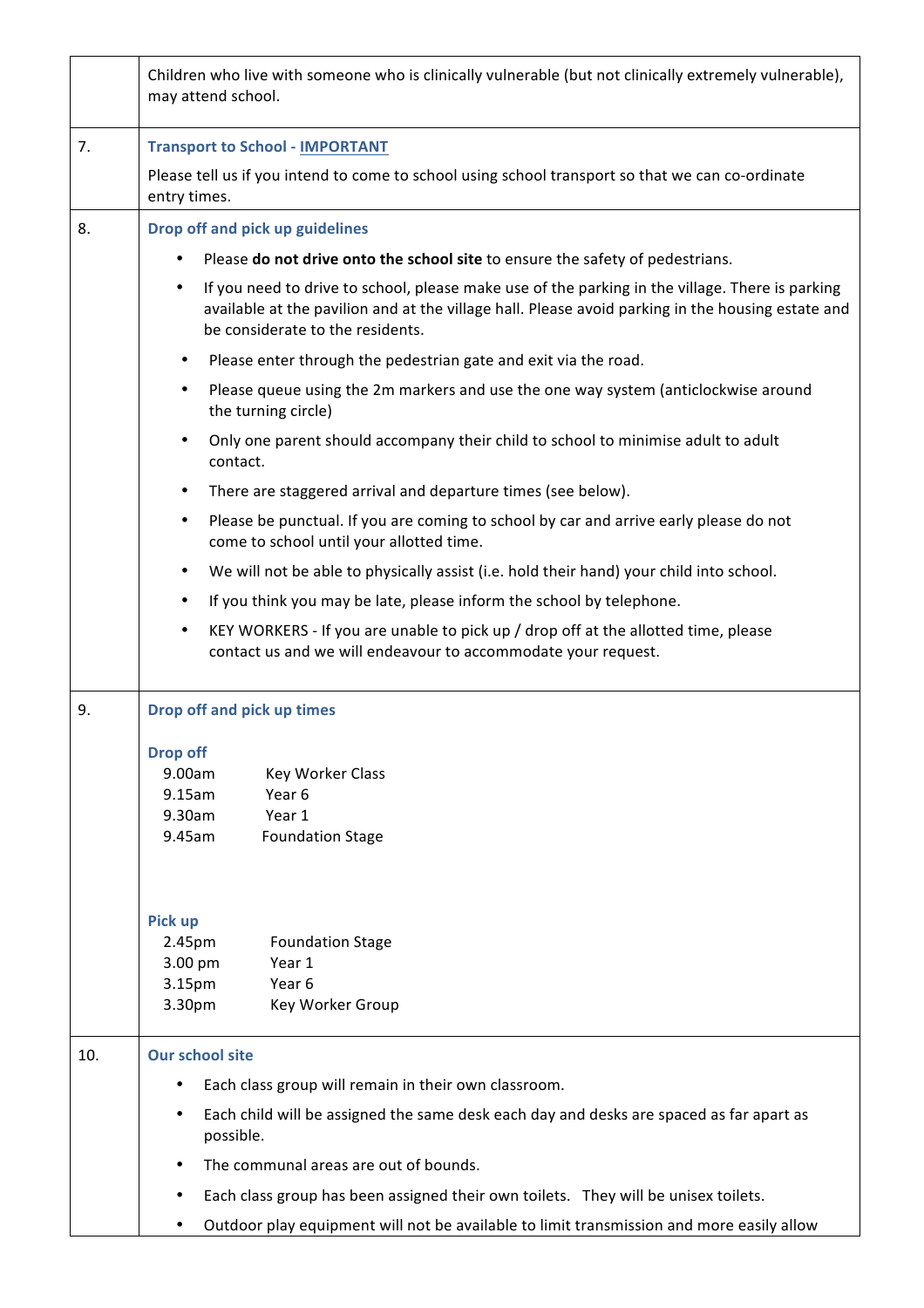Children who live with someone who is clinically vulnerable (but not clinically extremely vulnerable), may attend school.

7. **Transport to School - IMPORTANT**

Please tell us if you intend to come to school using school transport so that we can co-ordinate entry times.

8. **Drop off and pick up guidelines**

- Please **do not drive onto the school site** to ensure the safety of pedestrians.
- If you need to drive to school, please make use of the parking in the village. There is parking available at the pavilion and at the village hall. Please avoid parking in the housing estate and be considerate to the residents.
- Please enter through the pedestrian gate and exit via the road.
- Please queue using the 2m markers and use the one way system (anticlockwise around the turning circle)
- Only one parent should accompany their child to school to minimise adult to adult contact.
- There are staggered arrival and departure times (see below).
- Please be punctual. If you are coming to school by car and arrive early please do not come to school until your allotted time.
- We will not be able to physically assist (i.e. hold their hand) your child into school.
- If you think you may be late, please inform the school by telephone.
- KEY WORKERS - If you are unable to pick up / drop off at the allotted time, please contact us and we will endeavour to accommodate your request.

9. **Drop off and pick up times**

**Drop off**

| | |
|---|---|
| 9.00am | Key Worker Class |
| 9.15am | Year 6 |
| 9.30am | Year 1 |
| 9.45am | Foundation Stage |

**Pick up**

| | |
|---|---|
| 2.45pm | Foundation Stage |
| 3.00 pm | Year 1 |
| 3.15pm | Year 6 |
| 3.30pm | Key Worker Group |

10. **Our school site**

- Each class group will remain in their own classroom.
- Each child will be assigned the same desk each day and desks are spaced as far apart as possible.
- The communal areas are out of bounds.
- Each class group has been assigned their own toilets. They will be unisex toilets.
- Outdoor play equipment will not be available to limit transmission and more easily allow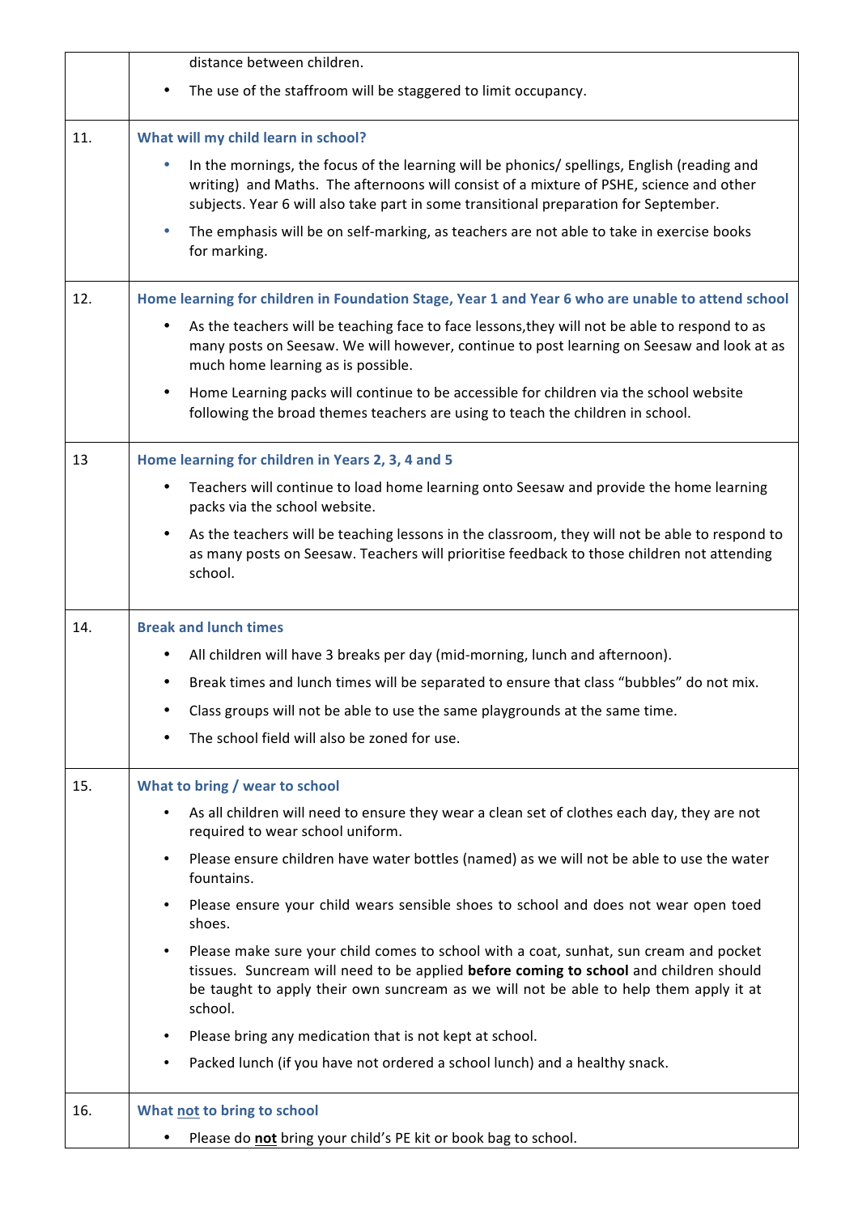| | |
|---|---|
| | distance between children.<br>• The use of the staffroom will be staggered to limit occupancy. |
| 11. | **What will my child learn in school?**<br>• In the mornings, the focus of the learning will be phonics/ spellings, English (reading and writing) and Maths. The afternoons will consist of a mixture of PSHE, science and other subjects. Year 6 will also take part in some transitional preparation for September.<br>• The emphasis will be on self-marking, as teachers are not able to take in exercise books for marking. |
| 12. | **Home learning for children in Foundation Stage, Year 1 and Year 6 who are unable to attend school**<br>• As the teachers will be teaching face to face lessons,they will not be able to respond to as many posts on Seesaw. We will however, continue to post learning on Seesaw and look at as much home learning as is possible.<br>• Home Learning packs will continue to be accessible for children via the school website following the broad themes teachers are using to teach the children in school. |
| 13 | **Home learning for children in Years 2, 3, 4 and 5**<br>• Teachers will continue to load home learning onto Seesaw and provide the home learning packs via the school website.<br>• As the teachers will be teaching lessons in the classroom, they will not be able to respond to as many posts on Seesaw. Teachers will prioritise feedback to those children not attending school. |
| 14. | **Break and lunch times**<br>• All children will have 3 breaks per day (mid-morning, lunch and afternoon).<br>• Break times and lunch times will be separated to ensure that class "bubbles" do not mix.<br>• Class groups will not be able to use the same playgrounds at the same time.<br>• The school field will also be zoned for use. |
| 15. | **What to bring / wear to school**<br>• As all children will need to ensure they wear a clean set of clothes each day, they are not required to wear school uniform.<br>• Please ensure children have water bottles (named) as we will not be able to use the water fountains.<br>• Please ensure your child wears sensible shoes to school and does not wear open toed shoes.<br>• Please make sure your child comes to school with a coat, sunhat, sun cream and pocket tissues. Suncream will need to be applied **before coming to school** and children should be taught to apply their own suncream as we will not be able to help them apply it at school.<br>• Please bring any medication that is not kept at school.<br>• Packed lunch (if you have not ordered a school lunch) and a healthy snack. |
| 16. | **What not to bring to school**<br>• Please do **not** bring your child's PE kit or book bag to school. |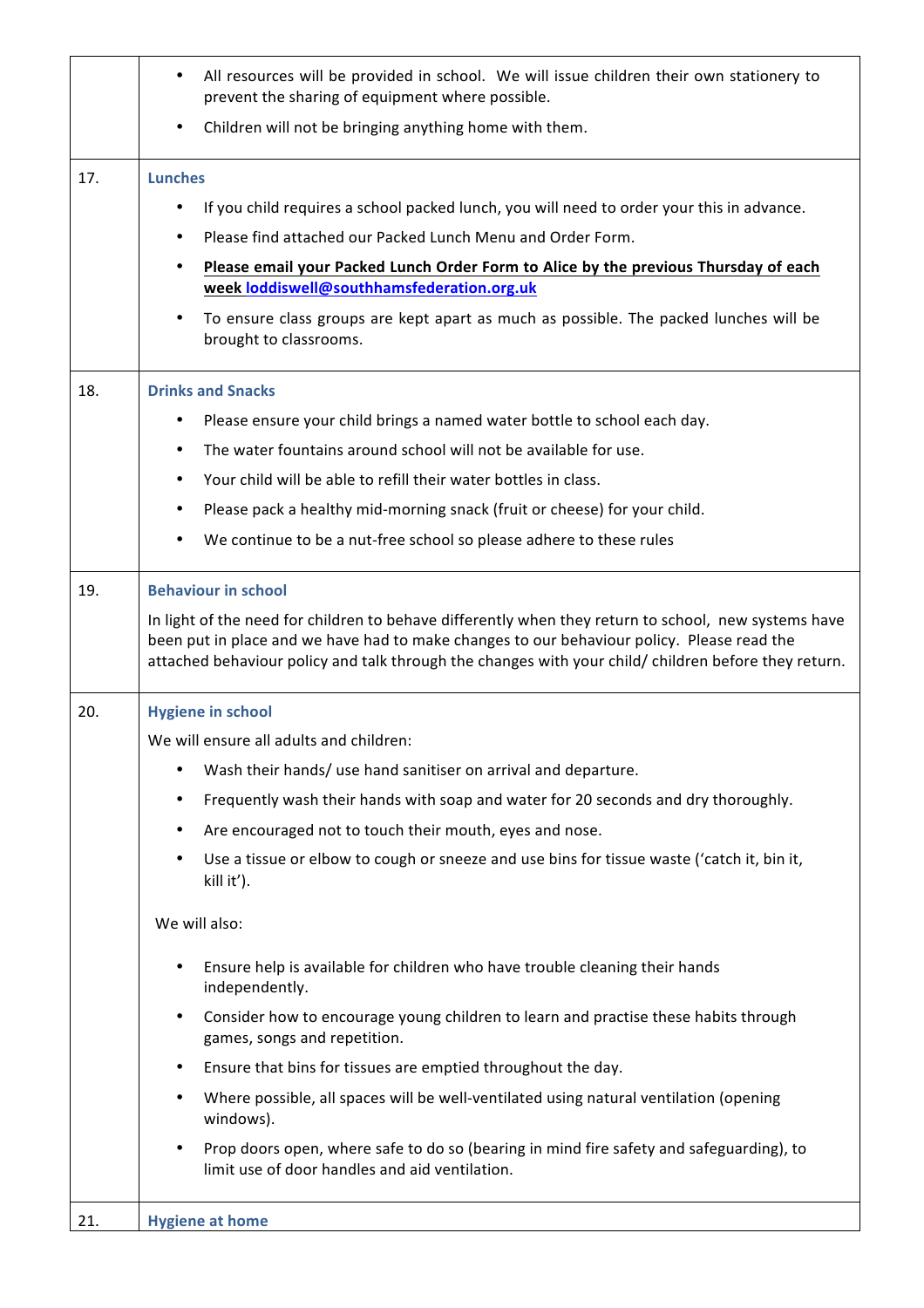| | |
|---|---|
| | • All resources will be provided in school. We will issue children their own stationery to prevent the sharing of equipment where possible.<br>• Children will not be bringing anything home with them. |
| 17. | **Lunches**<br>• If you child requires a school packed lunch, you will need to order your this in advance.<br>• Please find attached our Packed Lunch Menu and Order Form.<br>• **Please email your Packed Lunch Order Form to Alice by the previous Thursday of each week loddiswell@southhamsfederation.org.uk**<br>• To ensure class groups are kept apart as much as possible. The packed lunches will be brought to classrooms. |
| 18. | **Drinks and Snacks**<br>• Please ensure your child brings a named water bottle to school each day.<br>• The water fountains around school will not be available for use.<br>• Your child will be able to refill their water bottles in class.<br>• Please pack a healthy mid-morning snack (fruit or cheese) for your child.<br>• We continue to be a nut-free school so please adhere to these rules |
| 19. | **Behaviour in school**<br>In light of the need for children to behave differently when they return to school, new systems have been put in place and we have had to make changes to our behaviour policy. Please read the attached behaviour policy and talk through the changes with your child/ children before they return. |
| 20. | **Hygiene in school**<br>We will ensure all adults and children:<br>• Wash their hands/ use hand sanitiser on arrival and departure.<br>• Frequently wash their hands with soap and water for 20 seconds and dry thoroughly.<br>• Are encouraged not to touch their mouth, eyes and nose.<br>• Use a tissue or elbow to cough or sneeze and use bins for tissue waste ('catch it, bin it, kill it').<br><br>We will also:<br>• Ensure help is available for children who have trouble cleaning their hands independently.<br>• Consider how to encourage young children to learn and practise these habits through games, songs and repetition.<br>• Ensure that bins for tissues are emptied throughout the day.<br>• Where possible, all spaces will be well-ventilated using natural ventilation (opening windows).<br>• Prop doors open, where safe to do so (bearing in mind fire safety and safeguarding), to limit use of door handles and aid ventilation. |
| 21. | **Hygiene at home** |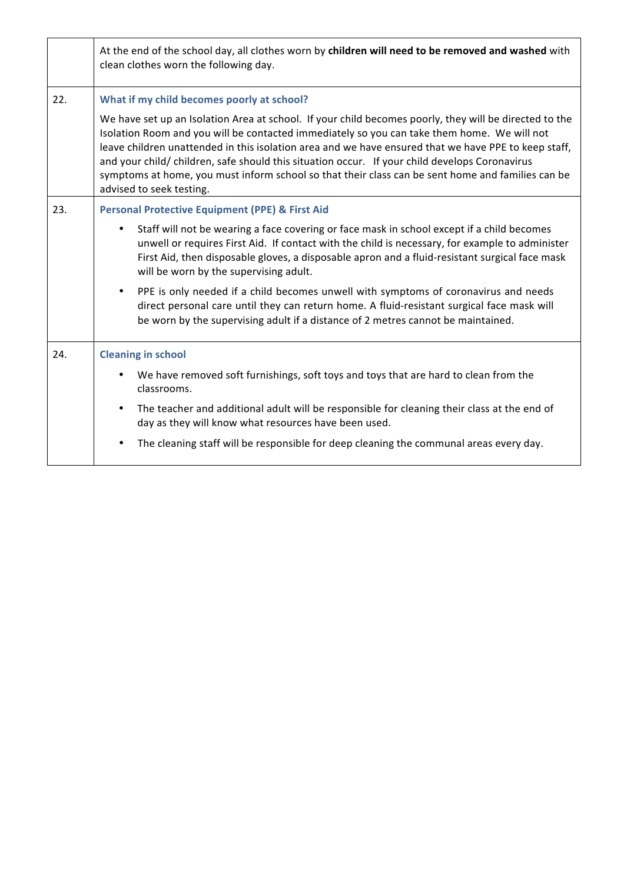| | |
|---|---|
| | At the end of the school day, all clothes worn by **children will need to be removed and washed** with clean clothes worn the following day. |
| 22. | **What if my child becomes poorly at school?** <br><br> We have set up an Isolation Area at school. If your child becomes poorly, they will be directed to the Isolation Room and you will be contacted immediately so you can take them home. We will not leave children unattended in this isolation area and we have ensured that we have PPE to keep staff, and your child/ children, safe should this situation occur. If your child develops Coronavirus symptoms at home, you must inform school so that their class can be sent home and families can be advised to seek testing. |
| 23. | **Personal Protective Equipment (PPE) & First Aid** <br><br> • Staff will not be wearing a face covering or face mask in school except if a child becomes unwell or requires First Aid. If contact with the child is necessary, for example to administer First Aid, then disposable gloves, a disposable apron and a fluid-resistant surgical face mask will be worn by the supervising adult. <br><br> • PPE is only needed if a child becomes unwell with symptoms of coronavirus and needs direct personal care until they can return home. A fluid-resistant surgical face mask will be worn by the supervising adult if a distance of 2 metres cannot be maintained. |
| 24. | **Cleaning in school** <br><br> • We have removed soft furnishings, soft toys and toys that are hard to clean from the classrooms. <br><br> • The teacher and additional adult will be responsible for cleaning their class at the end of day as they will know what resources have been used. <br><br> • The cleaning staff will be responsible for deep cleaning the communal areas every day. |